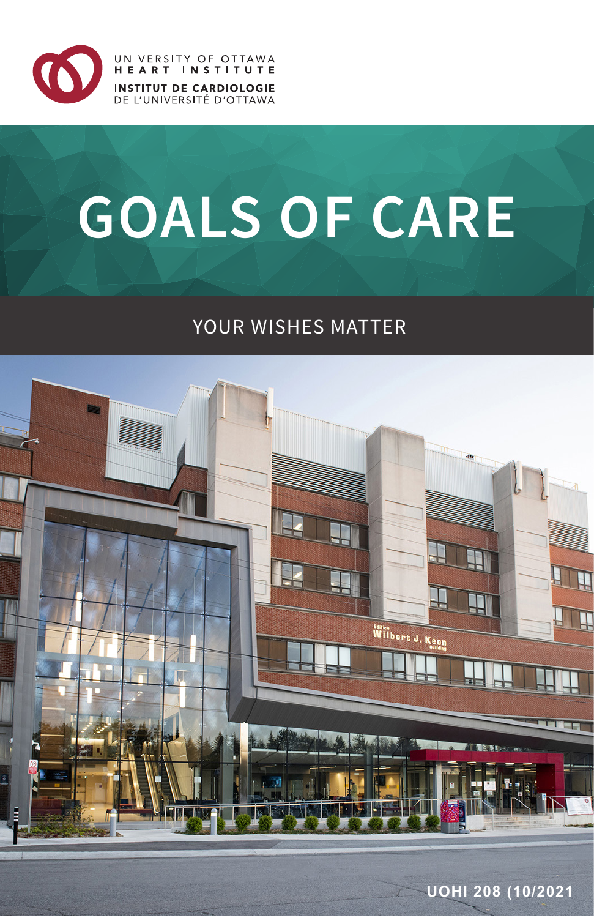UNIVERSITY OF OTTAWA
HEART INSTITUTE
INSTITUT DE CARDIOLOGIE
DE L'UNIVERSITÉ D'OTTAWA

# GOALS OF CARE

## YOUR WISHES MATTER

UOHI 208 (10/2021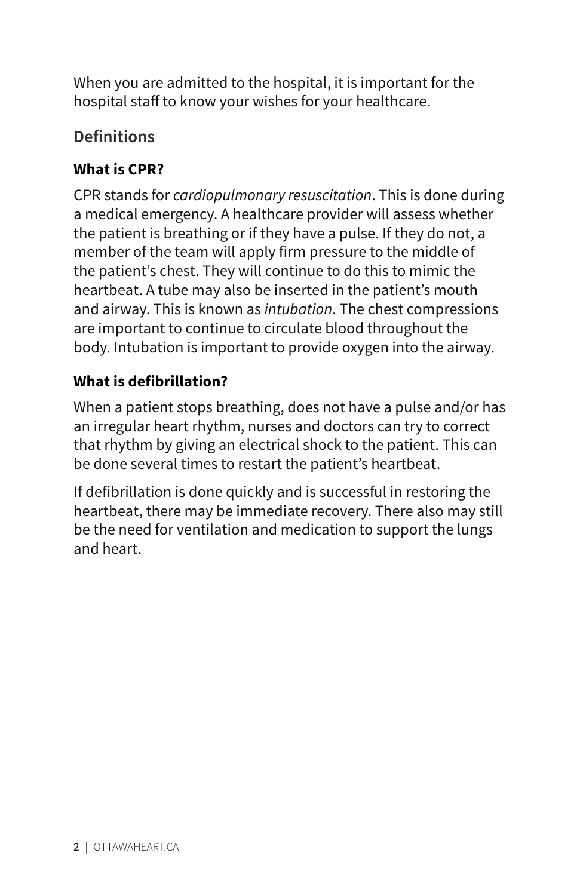When you are admitted to the hospital, it is important for the hospital staff to know your wishes for your healthcare.

## Definitions

### What is CPR?

CPR stands for *cardiopulmonary resuscitation*. This is done during a medical emergency. A healthcare provider will assess whether the patient is breathing or if they have a pulse. If they do not, a member of the team will apply firm pressure to the middle of the patient's chest. They will continue to do this to mimic the heartbeat. A tube may also be inserted in the patient's mouth and airway. This is known as *intubation*. The chest compressions are important to continue to circulate blood throughout the body. Intubation is important to provide oxygen into the airway.

### What is defibrillation?

When a patient stops breathing, does not have a pulse and/or has an irregular heart rhythm, nurses and doctors can try to correct that rhythm by giving an electrical shock to the patient. This can be done several times to restart the patient's heartbeat.

If defibrillation is done quickly and is successful in restoring the heartbeat, there may be immediate recovery. There also may still be the need for ventilation and medication to support the lungs and heart.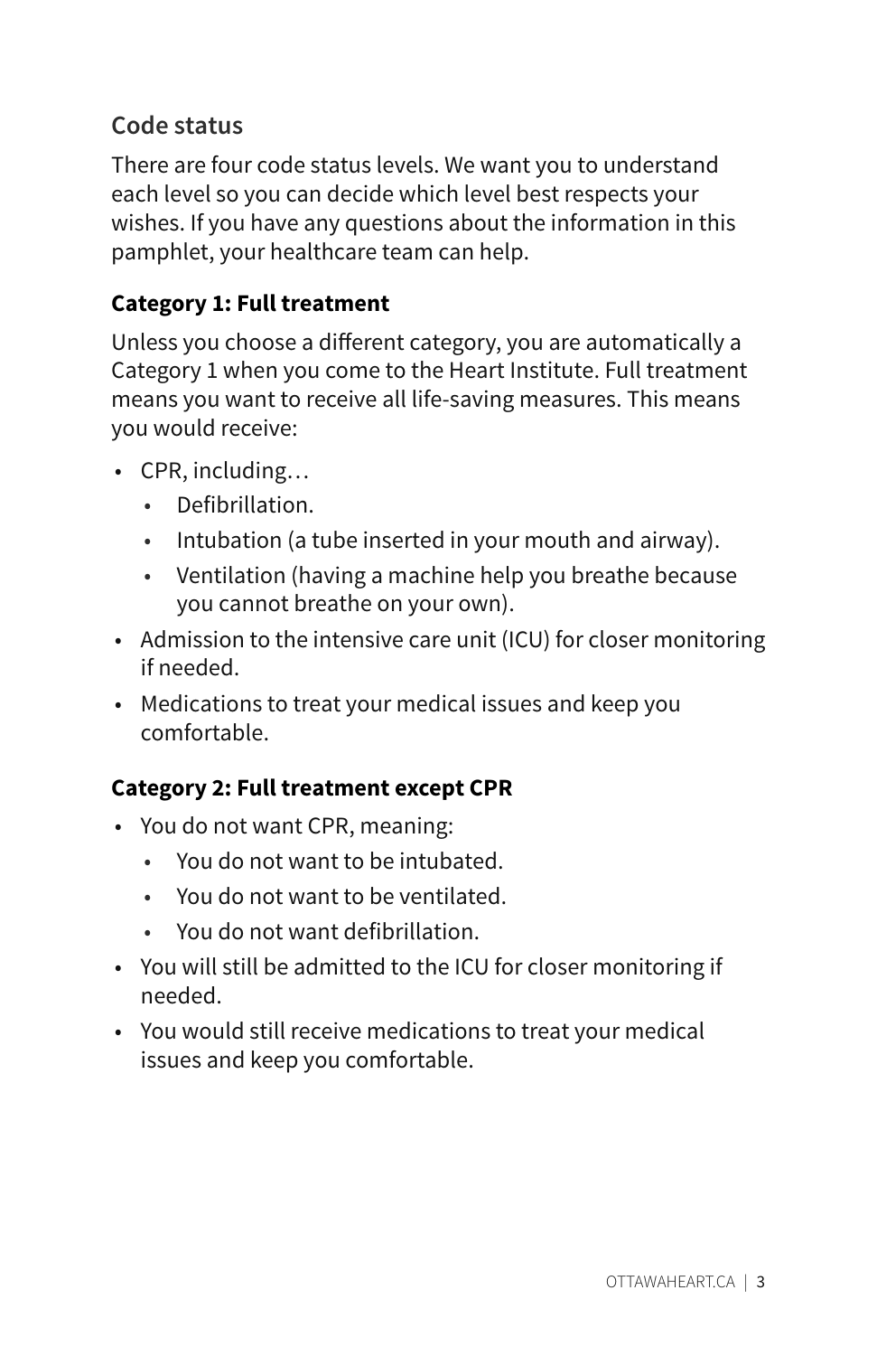## Code status

There are four code status levels. We want you to understand each level so you can decide which level best respects your wishes. If you have any questions about the information in this pamphlet, your healthcare team can help.

### Category 1: Full treatment

Unless you choose a different category, you are automatically a Category 1 when you come to the Heart Institute. Full treatment means you want to receive all life-saving measures. This means you would receive:

- CPR, including…
  - Defibrillation.
  - Intubation (a tube inserted in your mouth and airway).
  - Ventilation (having a machine help you breathe because you cannot breathe on your own).
- Admission to the intensive care unit (ICU) for closer monitoring if needed.
- Medications to treat your medical issues and keep you comfortable.

### Category 2: Full treatment except CPR

- You do not want CPR, meaning:
  - You do not want to be intubated.
  - You do not want to be ventilated.
  - You do not want defibrillation.
- You will still be admitted to the ICU for closer monitoring if needed.
- You would still receive medications to treat your medical issues and keep you comfortable.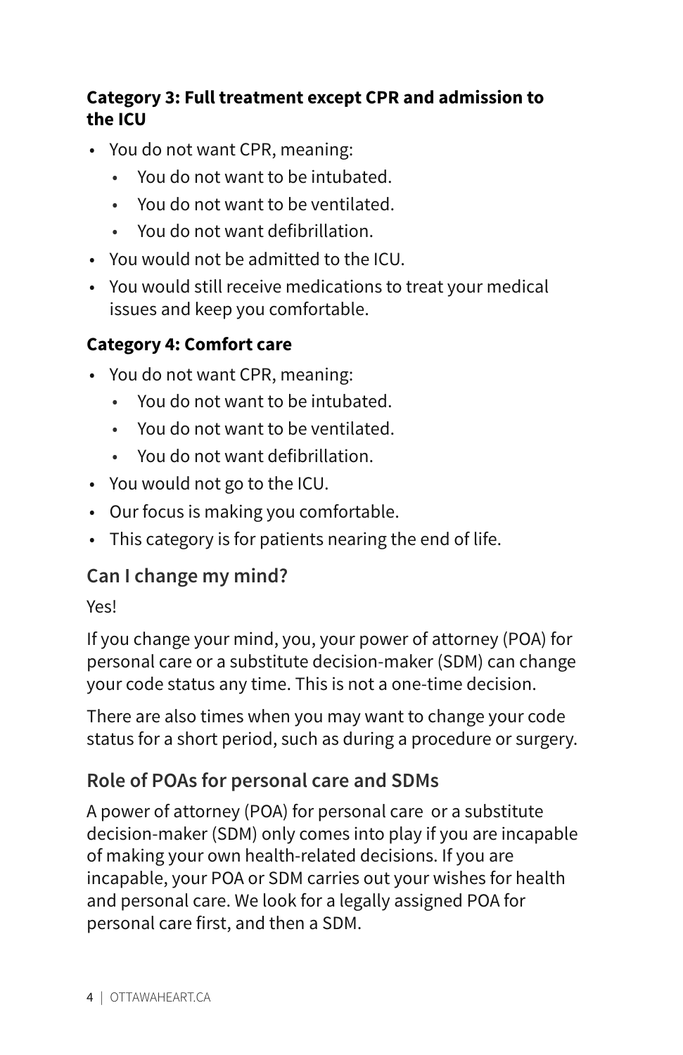**Category 3: Full treatment except CPR and admission to the ICU**

- You do not want CPR, meaning:
  - You do not want to be intubated.
  - You do not want to be ventilated.
  - You do not want defibrillation.
- You would not be admitted to the ICU.
- You would still receive medications to treat your medical issues and keep you comfortable.

**Category 4: Comfort care**

- You do not want CPR, meaning:
  - You do not want to be intubated.
  - You do not want to be ventilated.
  - You do not want defibrillation.
- You would not go to the ICU.
- Our focus is making you comfortable.
- This category is for patients nearing the end of life.

## Can I change my mind?

Yes!

If you change your mind, you, your power of attorney (POA) for personal care or a substitute decision-maker (SDM) can change your code status any time. This is not a one-time decision.

There are also times when you may want to change your code status for a short period, such as during a procedure or surgery.

## Role of POAs for personal care and SDMs

A power of attorney (POA) for personal care or a substitute decision-maker (SDM) only comes into play if you are incapable of making your own health-related decisions. If you are incapable, your POA or SDM carries out your wishes for health and personal care. We look for a legally assigned POA for personal care first, and then a SDM.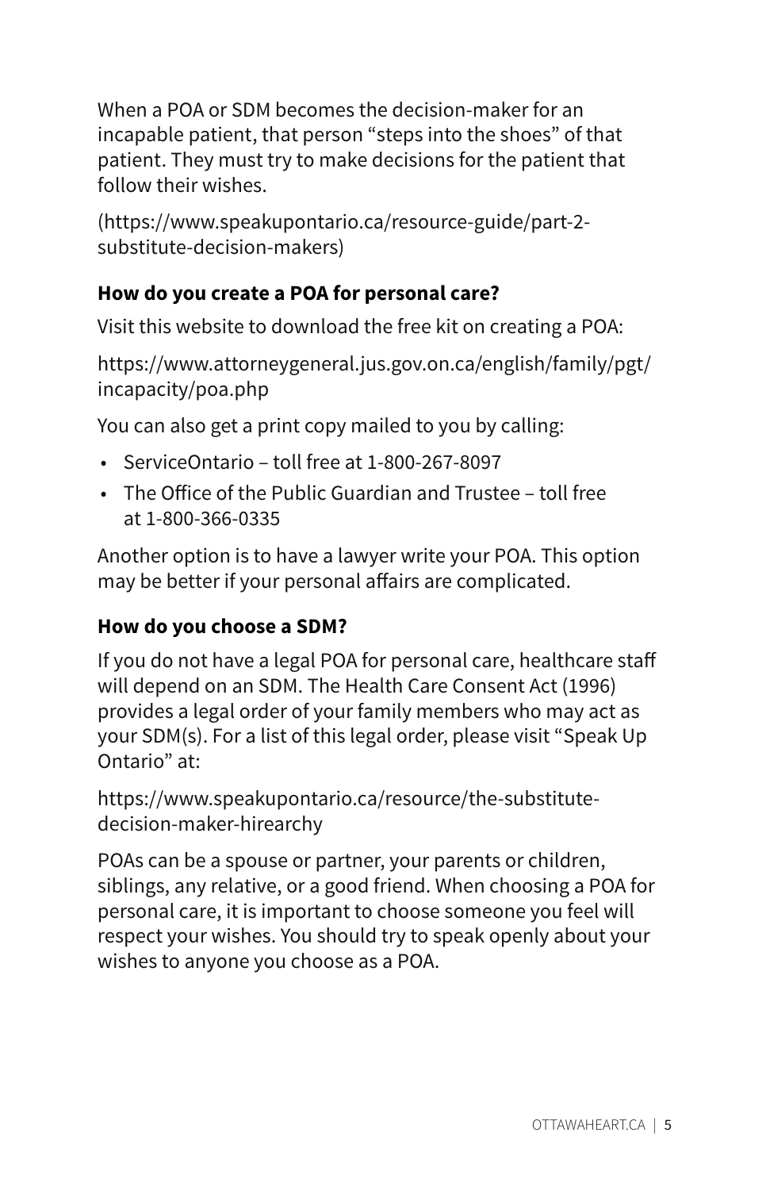When a POA or SDM becomes the decision-maker for an incapable patient, that person "steps into the shoes" of that patient. They must try to make decisions for the patient that follow their wishes.

(https://www.speakupontario.ca/resource-guide/part-2-substitute-decision-makers)

**How do you create a POA for personal care?**

Visit this website to download the free kit on creating a POA:

https://www.attorneygeneral.jus.gov.on.ca/english/family/pgt/incapacity/poa.php

You can also get a print copy mailed to you by calling:

- ServiceOntario – toll free at 1-800-267-8097
- The Office of the Public Guardian and Trustee – toll free at 1-800-366-0335

Another option is to have a lawyer write your POA. This option may be better if your personal affairs are complicated.

**How do you choose a SDM?**

If you do not have a legal POA for personal care, healthcare staff will depend on an SDM. The Health Care Consent Act (1996) provides a legal order of your family members who may act as your SDM(s). For a list of this legal order, please visit "Speak Up Ontario" at:

https://www.speakupontario.ca/resource/the-substitute-decision-maker-hirearchy

POAs can be a spouse or partner, your parents or children, siblings, any relative, or a good friend. When choosing a POA for personal care, it is important to choose someone you feel will respect your wishes. You should try to speak openly about your wishes to anyone you choose as a POA.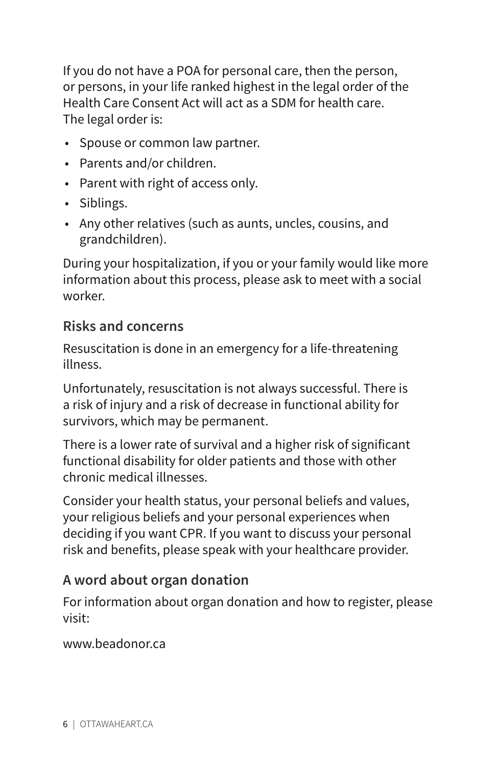If you do not have a POA for personal care, then the person, or persons, in your life ranked highest in the legal order of the Health Care Consent Act will act as a SDM for health care. The legal order is:

- Spouse or common law partner.
- Parents and/or children.
- Parent with right of access only.
- Siblings.
- Any other relatives (such as aunts, uncles, cousins, and grandchildren).

During your hospitalization, if you or your family would like more information about this process, please ask to meet with a social worker.

## Risks and concerns

Resuscitation is done in an emergency for a life-threatening illness.

Unfortunately, resuscitation is not always successful. There is a risk of injury and a risk of decrease in functional ability for survivors, which may be permanent.

There is a lower rate of survival and a higher risk of significant functional disability for older patients and those with other chronic medical illnesses.

Consider your health status, your personal beliefs and values, your religious beliefs and your personal experiences when deciding if you want CPR. If you want to discuss your personal risk and benefits, please speak with your healthcare provider.

## A word about organ donation

For information about organ donation and how to register, please visit:

www.beadonor.ca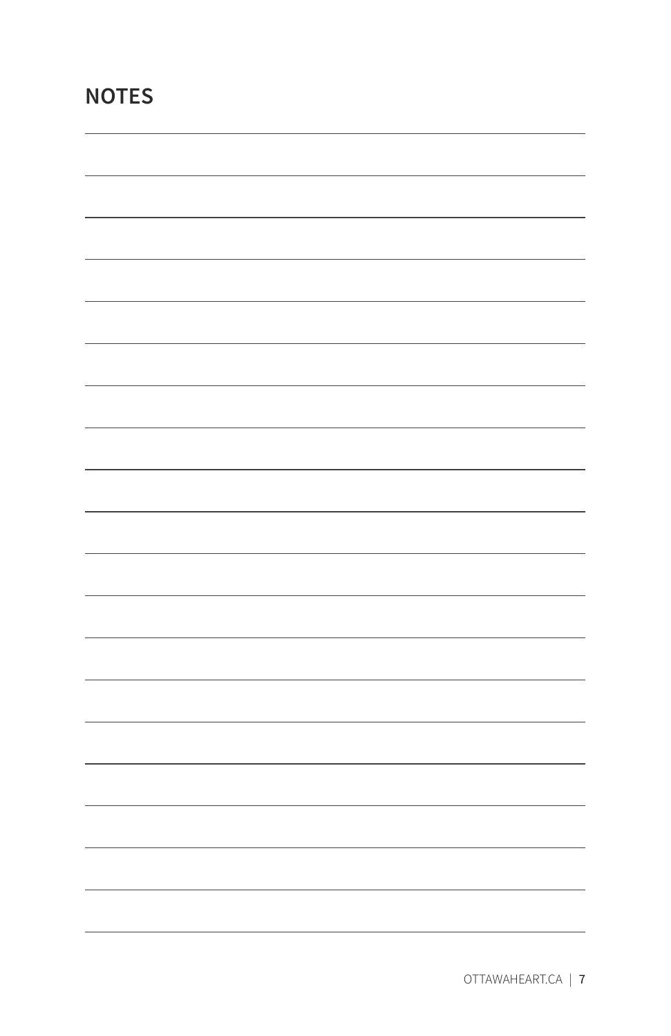## NOTES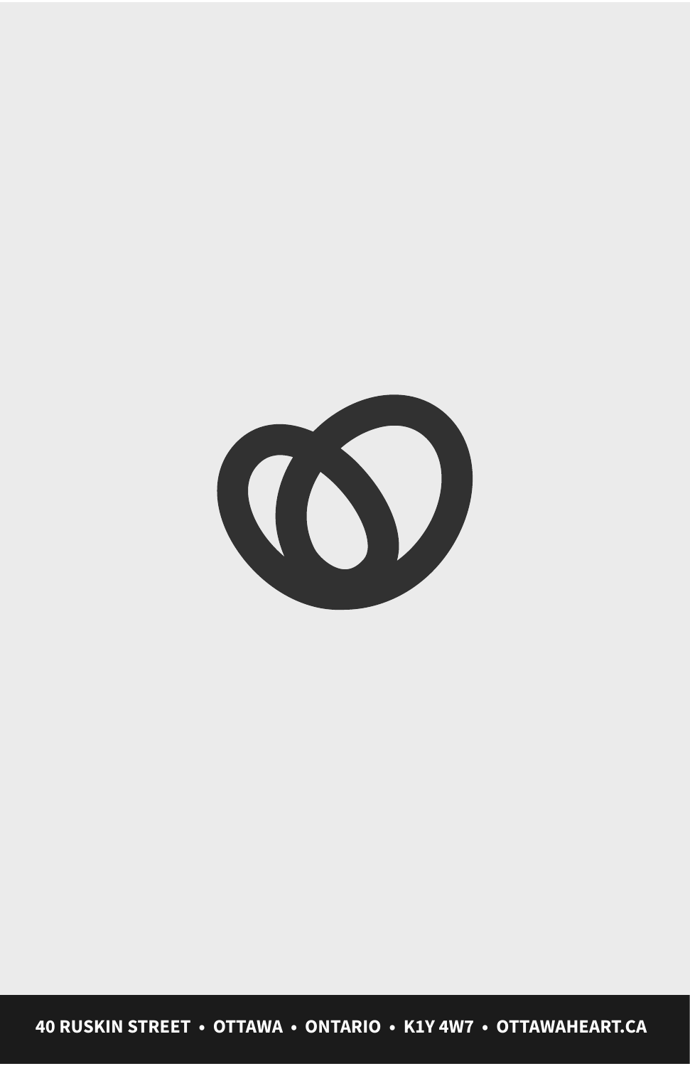**40 RUSKIN STREET • OTTAWA • ONTARIO • K1Y 4W7 • OTTAWAHEART.CA**